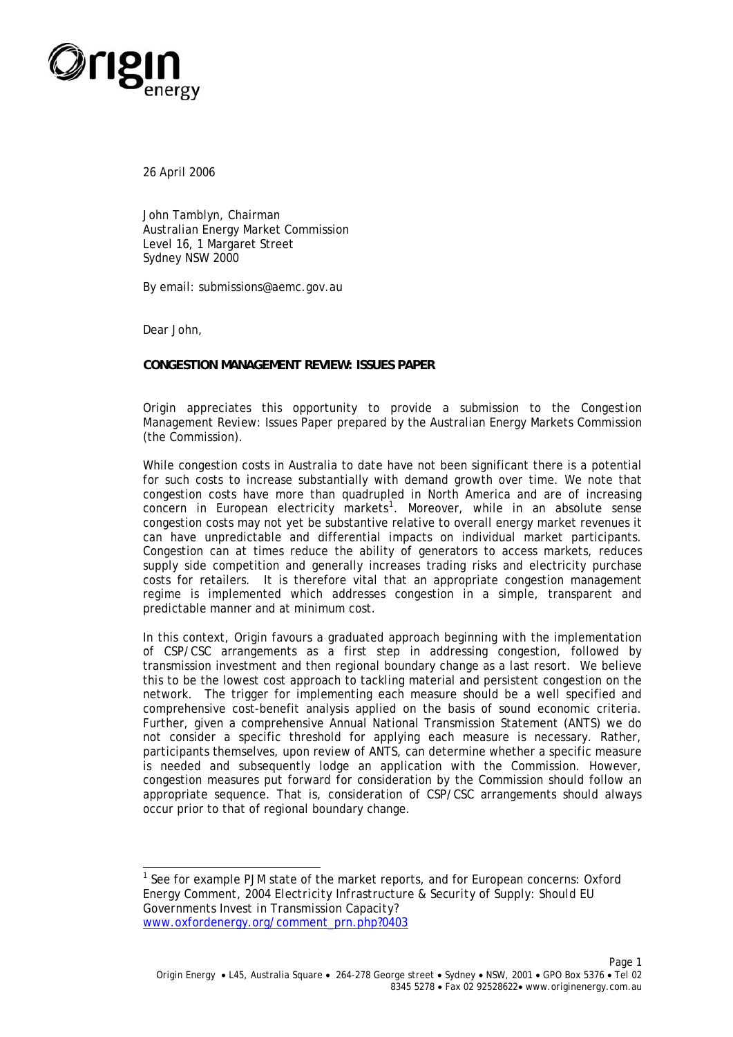Origin energy

26 April 2006

John Tamblyn, Chairman
Australian Energy Market Commission
Level 16, 1 Margaret Street
Sydney NSW 2000

By email: submissions@aemc.gov.au

Dear John,

**CONGESTION MANAGEMENT REVIEW: ISSUES PAPER**

Origin appreciates this opportunity to provide a submission to the Congestion Management Review: Issues Paper prepared by the Australian Energy Markets Commission (the Commission).

While congestion costs in Australia to date have not been significant there is a potential for such costs to increase substantially with demand growth over time. We note that congestion costs have more than quadrupled in North America and are of increasing concern in European electricity markets[1]. Moreover, while in an absolute sense congestion costs may not yet be substantive relative to overall energy market revenues it can have unpredictable and differential impacts on individual market participants. Congestion can at times reduce the ability of generators to access markets, reduces supply side competition and generally increases trading risks and electricity purchase costs for retailers. It is therefore vital that an appropriate congestion management regime is implemented which addresses congestion in a simple, transparent and predictable manner and at minimum cost.

In this context, Origin favours a graduated approach beginning with the implementation of CSP/CSC arrangements as a first step in addressing congestion, followed by transmission investment and then regional boundary change as a last resort. We believe this to be the lowest cost approach to tackling material and persistent congestion on the network. The trigger for implementing each measure should be a well specified and comprehensive cost-benefit analysis applied on the basis of sound economic criteria. Further, given a comprehensive Annual National Transmission Statement (ANTS) we do not consider a specific threshold for applying each measure is necessary. Rather, participants themselves, upon review of ANTS, can determine whether a specific measure is needed and subsequently lodge an application with the Commission. However, congestion measures put forward for consideration by the Commission should follow an appropriate sequence. That is, consideration of CSP/CSC arrangements should always occur prior to that of regional boundary change.

---

[1] See for example PJM state of the market reports, and for European concerns: Oxford Energy Comment, 2004 *Electricity Infrastructure & Security of Supply: Should EU Governments Invest in Transmission Capacity?* www.oxfordenergy.org/comment_prn.php?0403

Origin Energy • L45, Australia Square • 264-278 George street • Sydney • NSW, 2001 • GPO Box 5376 • Tel 02 8345 5278 • Fax 02 92528622• www.originenergy.com.au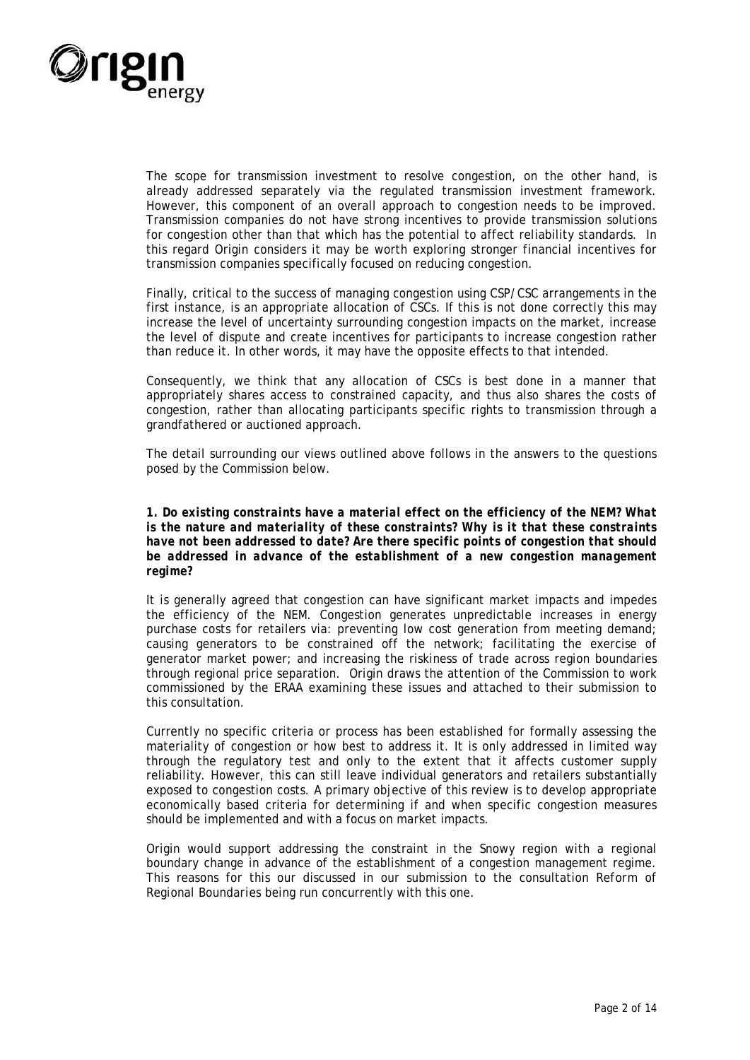The scope for transmission investment to resolve congestion, on the other hand, is already addressed separately via the regulated transmission investment framework. However, this component of an overall approach to congestion needs to be improved. Transmission companies do not have strong incentives to provide transmission solutions for congestion other than that which has the potential to affect reliability standards. In this regard Origin considers it may be worth exploring stronger financial incentives for transmission companies specifically focused on reducing congestion.

Finally, critical to the success of managing congestion using CSP/CSC arrangements in the first instance, is an appropriate allocation of CSCs. If this is not done correctly this may increase the level of uncertainty surrounding congestion impacts on the market, increase the level of dispute and create incentives for participants to increase congestion rather than reduce it. In other words, it may have the opposite effects to that intended.

Consequently, we think that any allocation of CSCs is best done in a manner that appropriately shares access to constrained capacity, and thus also shares the costs of congestion, rather than allocating participants specific rights to transmission through a grandfathered or auctioned approach.

The detail surrounding our views outlined above follows in the answers to the questions posed by the Commission below.

***1. Do existing constraints have a material effect on the efficiency of the NEM? What is the nature and materiality of these constraints? Why is it that these constraints have not been addressed to date? Are there specific points of congestion that should be addressed in advance of the establishment of a new congestion management regime?***

It is generally agreed that congestion can have significant market impacts and impedes the efficiency of the NEM. Congestion generates unpredictable increases in energy purchase costs for retailers via: preventing low cost generation from meeting demand; causing generators to be constrained off the network; facilitating the exercise of generator market power; and increasing the riskiness of trade across region boundaries through regional price separation. Origin draws the attention of the Commission to work commissioned by the ERAA examining these issues and attached to their submission to this consultation.

Currently no specific criteria or process has been established for formally assessing the materiality of congestion or how best to address it. It is only addressed in limited way through the regulatory test and only to the extent that it affects customer supply reliability. However, this can still leave individual generators and retailers substantially exposed to congestion costs. A primary objective of this review is to develop appropriate economically based criteria for determining if and when specific congestion measures should be implemented and with a focus on market impacts.

Origin would support addressing the constraint in the Snowy region with a regional boundary change in advance of the establishment of a congestion management regime. This reasons for this our discussed in our submission to the consultation Reform of Regional Boundaries being run concurrently with this one.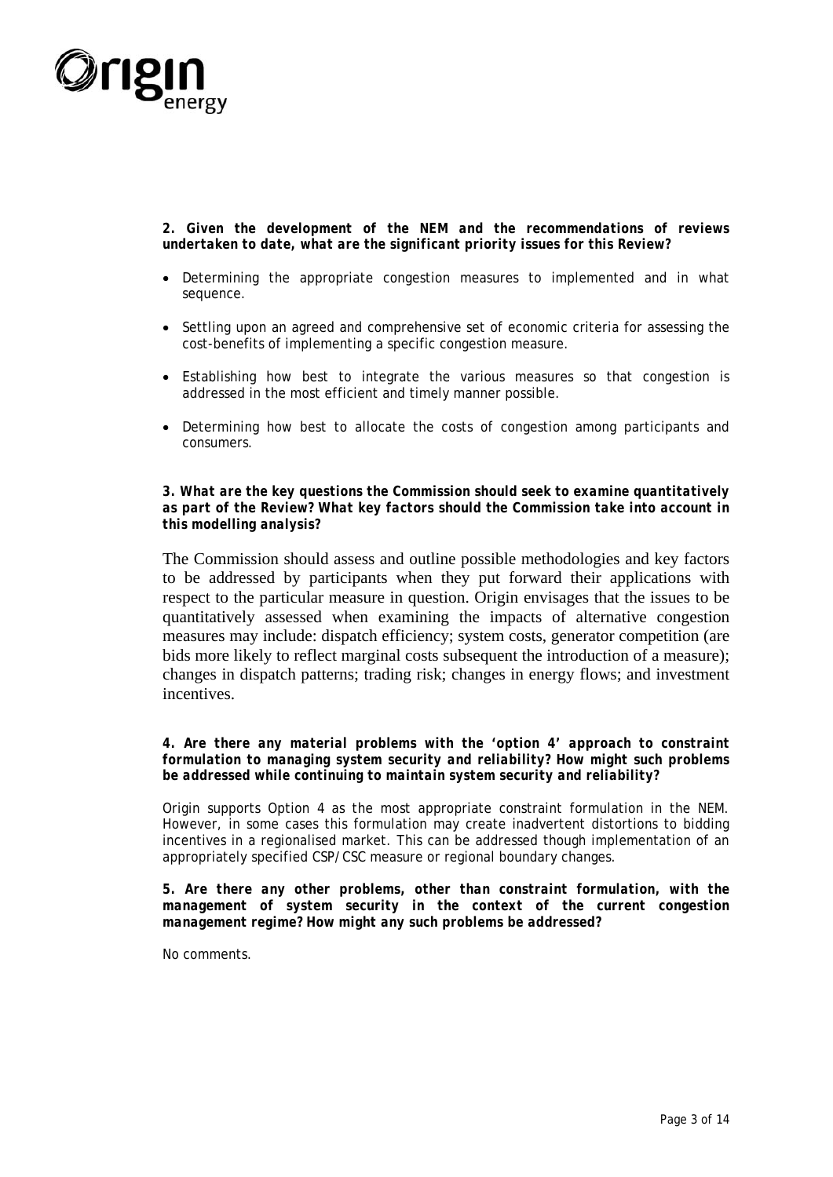**2. Given the development of the NEM and the recommendations of reviews undertaken to date, what are the significant priority issues for this Review?**

- Determining the appropriate congestion measures to implemented and in what sequence.
- Settling upon an agreed and comprehensive set of economic criteria for assessing the cost-benefits of implementing a specific congestion measure.
- Establishing how best to integrate the various measures so that congestion is addressed in the most efficient and timely manner possible.
- Determining how best to allocate the costs of congestion among participants and consumers.

**3. What are the key questions the Commission should seek to examine quantitatively as part of the Review? What key factors should the Commission take into account in this modelling analysis?**

The Commission should assess and outline possible methodologies and key factors to be addressed by participants when they put forward their applications with respect to the particular measure in question. Origin envisages that the issues to be quantitatively assessed when examining the impacts of alternative congestion measures may include: dispatch efficiency; system costs, generator competition (are bids more likely to reflect marginal costs subsequent the introduction of a measure); changes in dispatch patterns; trading risk; changes in energy flows; and investment incentives.

**4. Are there any material problems with the 'option 4' approach to constraint formulation to managing system security and reliability? How might such problems be addressed while continuing to maintain system security and reliability?**

Origin supports Option 4 as the most appropriate constraint formulation in the NEM. However, in some cases this formulation may create inadvertent distortions to bidding incentives in a regionalised market. This can be addressed though implementation of an appropriately specified CSP/CSC measure or regional boundary changes.

**5. Are there any other problems, other than constraint formulation, with the management of system security in the context of the current congestion management regime? How might any such problems be addressed?**

No comments.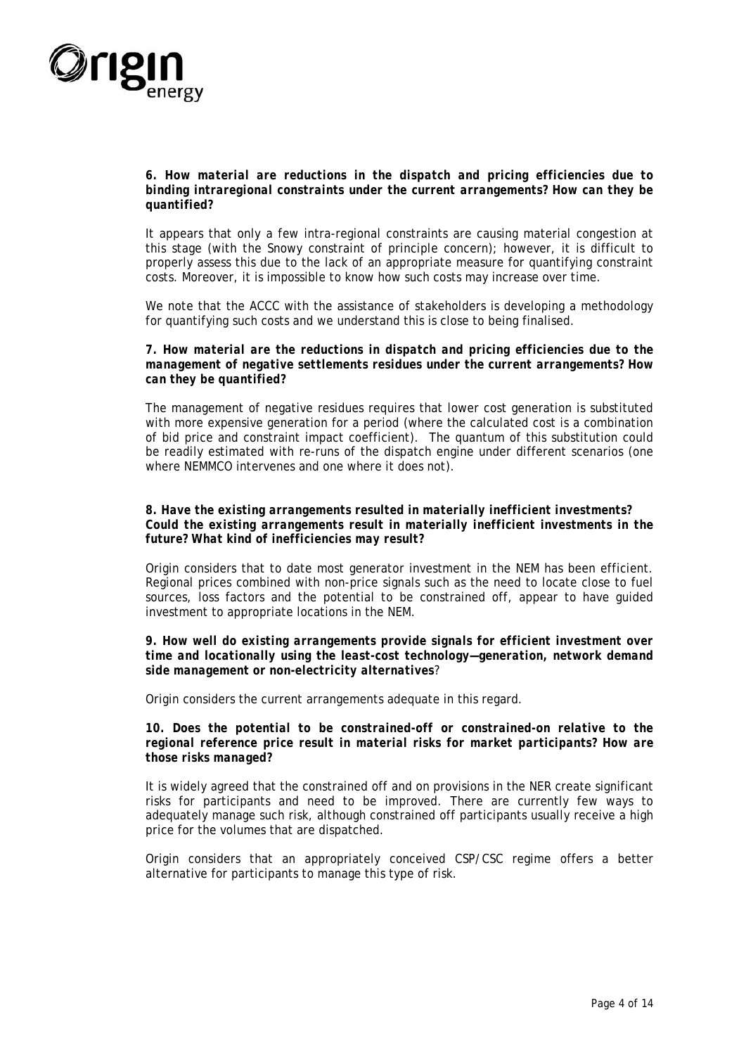**6. *How material are reductions in the dispatch and pricing efficiencies due to binding intraregional constraints under the current arrangements? How can they be quantified?***

It appears that only a few intra-regional constraints are causing material congestion at this stage (with the Snowy constraint of principle concern); however, it is difficult to properly assess this due to the lack of an appropriate measure for quantifying constraint costs. Moreover, it is impossible to know how such costs may increase over time.

We note that the ACCC with the assistance of stakeholders is developing a methodology for quantifying such costs and we understand this is close to being finalised.

**7. *How material are the reductions in dispatch and pricing efficiencies due to the management of negative settlements residues under the current arrangements? How can they be quantified?***

The management of negative residues requires that lower cost generation is substituted with more expensive generation for a period (where the calculated cost is a combination of bid price and constraint impact coefficient). The quantum of this substitution could be readily estimated with re-runs of the dispatch engine under different scenarios (one where NEMMCO intervenes and one where it does not).

**8. *Have the existing arrangements resulted in materially inefficient investments? Could the existing arrangements result in materially inefficient investments in the future? What kind of inefficiencies may result?***

Origin considers that to date most generator investment in the NEM has been efficient. Regional prices combined with non-price signals such as the need to locate close to fuel sources, loss factors and the potential to be constrained off, appear to have guided investment to appropriate locations in the NEM.

**9. *How well do existing arrangements provide signals for efficient investment over time and locationally using the least-cost technology—generation, network demand side management or non-electricity alternatives*?**

Origin considers the current arrangements adequate in this regard.

**10. *Does the potential to be constrained-off or constrained-on relative to the regional reference price result in material risks for market participants? How are those risks managed?***

It is widely agreed that the constrained off and on provisions in the NER create significant risks for participants and need to be improved. There are currently few ways to adequately manage such risk, although constrained off participants usually receive a high price for the volumes that are dispatched.

Origin considers that an appropriately conceived CSP/CSC regime offers a better alternative for participants to manage this type of risk.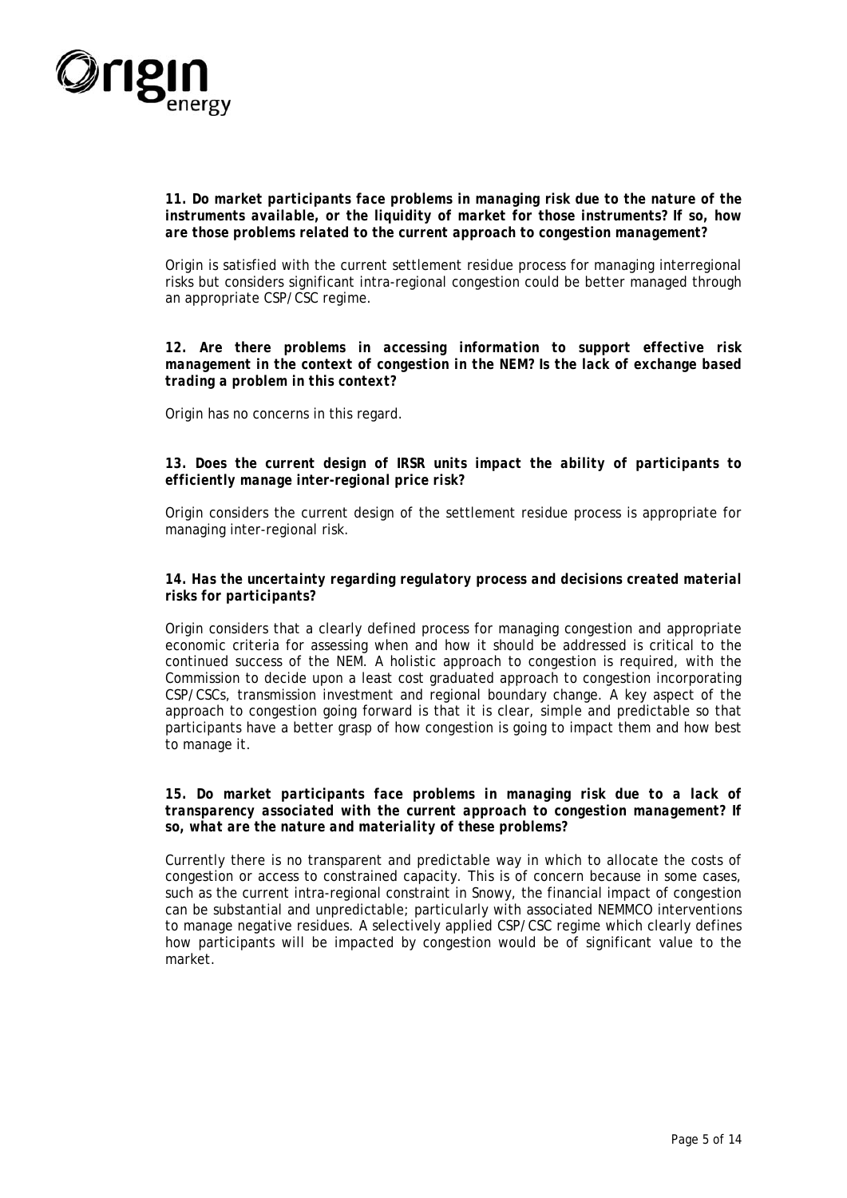**11. *Do market participants face problems in managing risk due to the nature of the instruments available, or the liquidity of market for those instruments? If so, how are those problems related to the current approach to congestion management?***

Origin is satisfied with the current settlement residue process for managing interregional risks but considers significant intra-regional congestion could be better managed through an appropriate CSP/CSC regime.

**12. *Are there problems in accessing information to support effective risk management in the context of congestion in the NEM? Is the lack of exchange based trading a problem in this context?***

Origin has no concerns in this regard.

**13. *Does the current design of IRSR units impact the ability of participants to efficiently manage inter-regional price risk?***

Origin considers the current design of the settlement residue process is appropriate for managing inter-regional risk.

**14. *Has the uncertainty regarding regulatory process and decisions created material risks for participants?***

Origin considers that a clearly defined process for managing congestion and appropriate economic criteria for assessing when and how it should be addressed is critical to the continued success of the NEM. A holistic approach to congestion is required, with the Commission to decide upon a least cost graduated approach to congestion incorporating CSP/CSCs, transmission investment and regional boundary change. A key aspect of the approach to congestion going forward is that it is clear, simple and predictable so that participants have a better grasp of how congestion is going to impact them and how best to manage it.

**15. *Do market participants face problems in managing risk due to a lack of transparency associated with the current approach to congestion management? If so, what are the nature and materiality of these problems?***

Currently there is no transparent and predictable way in which to allocate the costs of congestion or access to constrained capacity. This is of concern because in some cases, such as the current intra-regional constraint in Snowy, the financial impact of congestion can be substantial and unpredictable; particularly with associated NEMMCO interventions to manage negative residues. A selectively applied CSP/CSC regime which clearly defines how participants will be impacted by congestion would be of significant value to the market.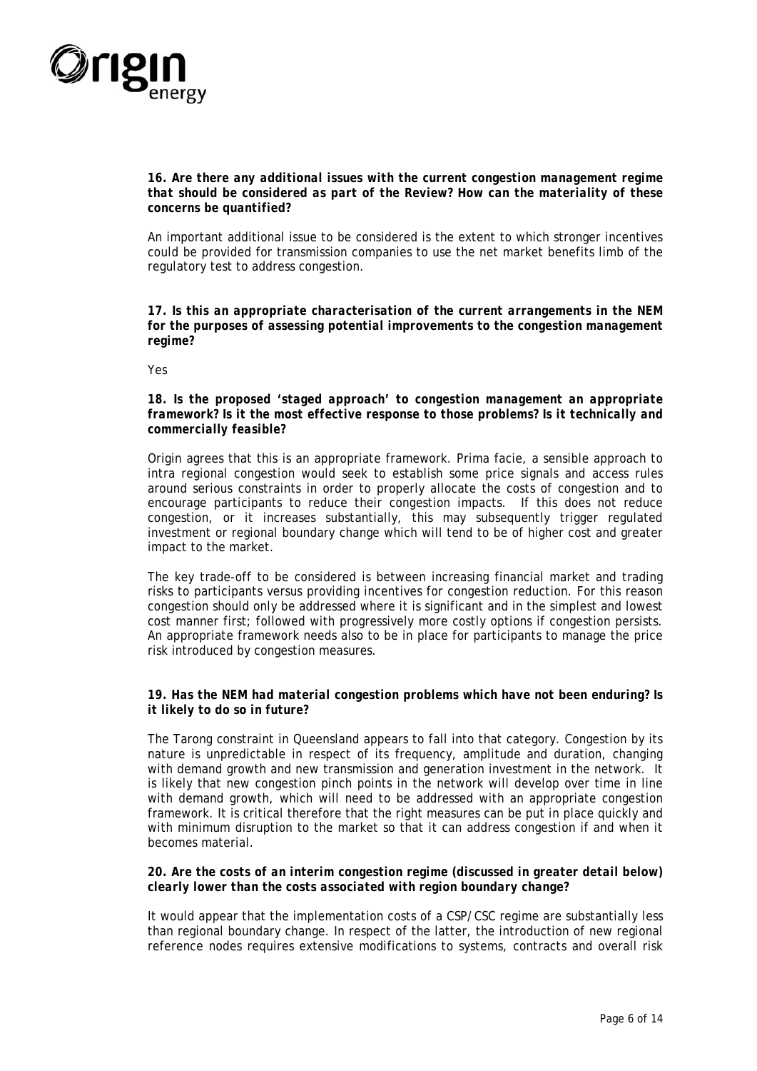***16. Are there any additional issues with the current congestion management regime that should be considered as part of the Review? How can the materiality of these concerns be quantified?***

An important additional issue to be considered is the extent to which stronger incentives could be provided for transmission companies to use the net market benefits limb of the regulatory test to address congestion.

***17. Is this an appropriate characterisation of the current arrangements in the NEM for the purposes of assessing potential improvements to the congestion management regime?***

Yes

***18. Is the proposed 'staged approach' to congestion management an appropriate framework? Is it the most effective response to those problems? Is it technically and commercially feasible?***

Origin agrees that this is an appropriate framework. Prima facie, a sensible approach to intra regional congestion would seek to establish some price signals and access rules around serious constraints in order to properly allocate the costs of congestion and to encourage participants to reduce their congestion impacts. If this does not reduce congestion, or it increases substantially, this may subsequently trigger regulated investment or regional boundary change which will tend to be of higher cost and greater impact to the market.

The key trade-off to be considered is between increasing financial market and trading risks to participants versus providing incentives for congestion reduction. For this reason congestion should only be addressed where it is significant and in the simplest and lowest cost manner first; followed with progressively more costly options if congestion persists. An appropriate framework needs also to be in place for participants to manage the price risk introduced by congestion measures.

***19. Has the NEM had material congestion problems which have not been enduring? Is it likely to do so in future?***

The Tarong constraint in Queensland appears to fall into that category. Congestion by its nature is unpredictable in respect of its frequency, amplitude and duration, changing with demand growth and new transmission and generation investment in the network. It is likely that new congestion pinch points in the network will develop over time in line with demand growth, which will need to be addressed with an appropriate congestion framework. It is critical therefore that the right measures can be put in place quickly and with minimum disruption to the market so that it can address congestion if and when it becomes material.

***20. Are the costs of an interim congestion regime (discussed in greater detail below) clearly lower than the costs associated with region boundary change?***

It would appear that the implementation costs of a CSP/CSC regime are substantially less than regional boundary change. In respect of the latter, the introduction of new regional reference nodes requires extensive modifications to systems, contracts and overall risk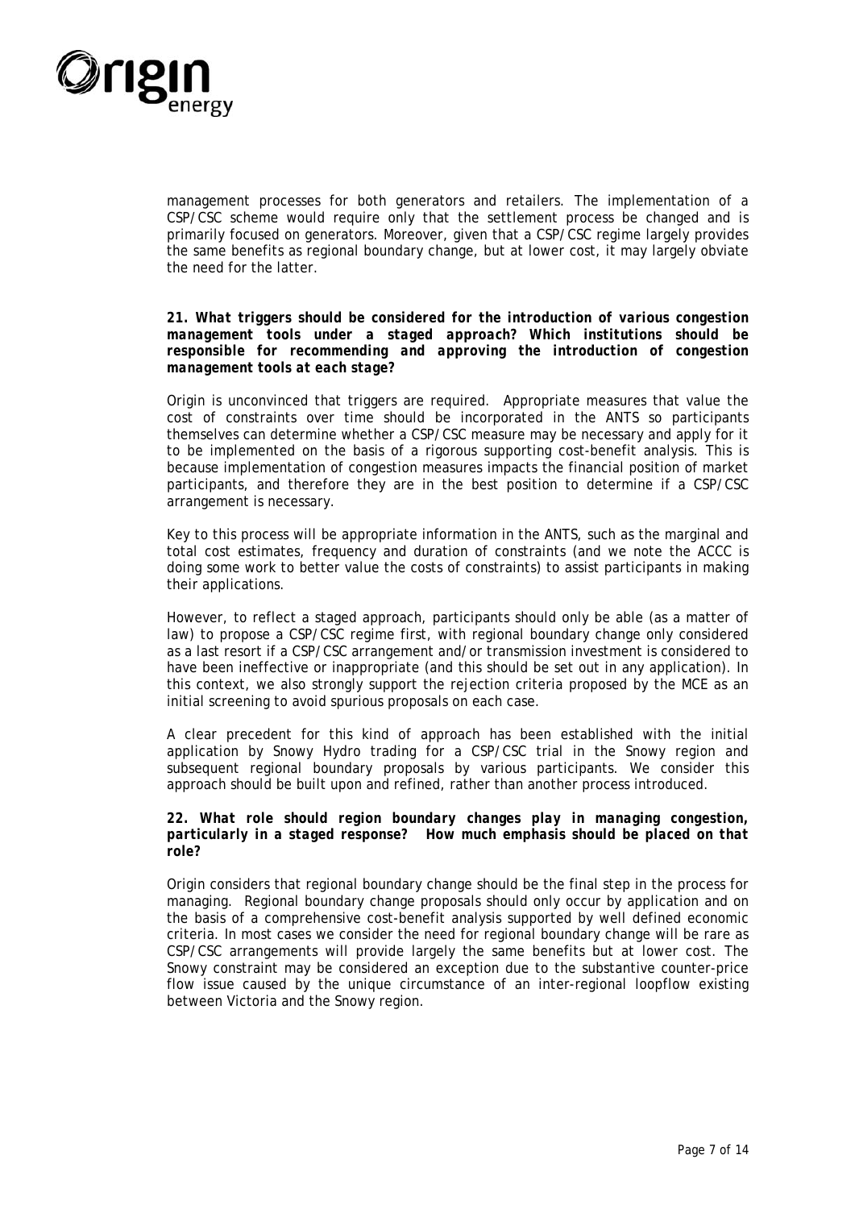management processes for both generators and retailers. The implementation of a CSP/CSC scheme would require only that the settlement process be changed and is primarily focused on generators. Moreover, given that a CSP/CSC regime largely provides the same benefits as regional boundary change, but at lower cost, it may largely obviate the need for the latter.

***21. What triggers should be considered for the introduction of various congestion management tools under a staged approach? Which institutions should be responsible for recommending and approving the introduction of congestion management tools at each stage?***

Origin is unconvinced that triggers are required. Appropriate measures that value the cost of constraints over time should be incorporated in the ANTS so participants themselves can determine whether a CSP/CSC measure may be necessary and apply for it to be implemented on the basis of a rigorous supporting cost-benefit analysis. This is because implementation of congestion measures impacts the financial position of market participants, and therefore they are in the best position to determine if a CSP/CSC arrangement is necessary.

Key to this process will be appropriate information in the ANTS, such as the marginal and total cost estimates, frequency and duration of constraints (and we note the ACCC is doing some work to better value the costs of constraints) to assist participants in making their applications.

However, to reflect a staged approach, participants should only be able (as a matter of law) to propose a CSP/CSC regime first, with regional boundary change only considered as a last resort if a CSP/CSC arrangement and/or transmission investment is considered to have been ineffective or inappropriate (and this should be set out in any application). In this context, we also strongly support the rejection criteria proposed by the MCE as an initial screening to avoid spurious proposals on each case.

A clear precedent for this kind of approach has been established with the initial application by Snowy Hydro trading for a CSP/CSC trial in the Snowy region and subsequent regional boundary proposals by various participants. We consider this approach should be built upon and refined, rather than another process introduced.

***22. What role should region boundary changes play in managing congestion, particularly in a staged response? How much emphasis should be placed on that role?***

Origin considers that regional boundary change should be the final step in the process for managing. Regional boundary change proposals should only occur by application and on the basis of a comprehensive cost-benefit analysis supported by well defined economic criteria. In most cases we consider the need for regional boundary change will be rare as CSP/CSC arrangements will provide largely the same benefits but at lower cost. The Snowy constraint may be considered an exception due to the substantive counter-price flow issue caused by the unique circumstance of an inter-regional loopflow existing between Victoria and the Snowy region.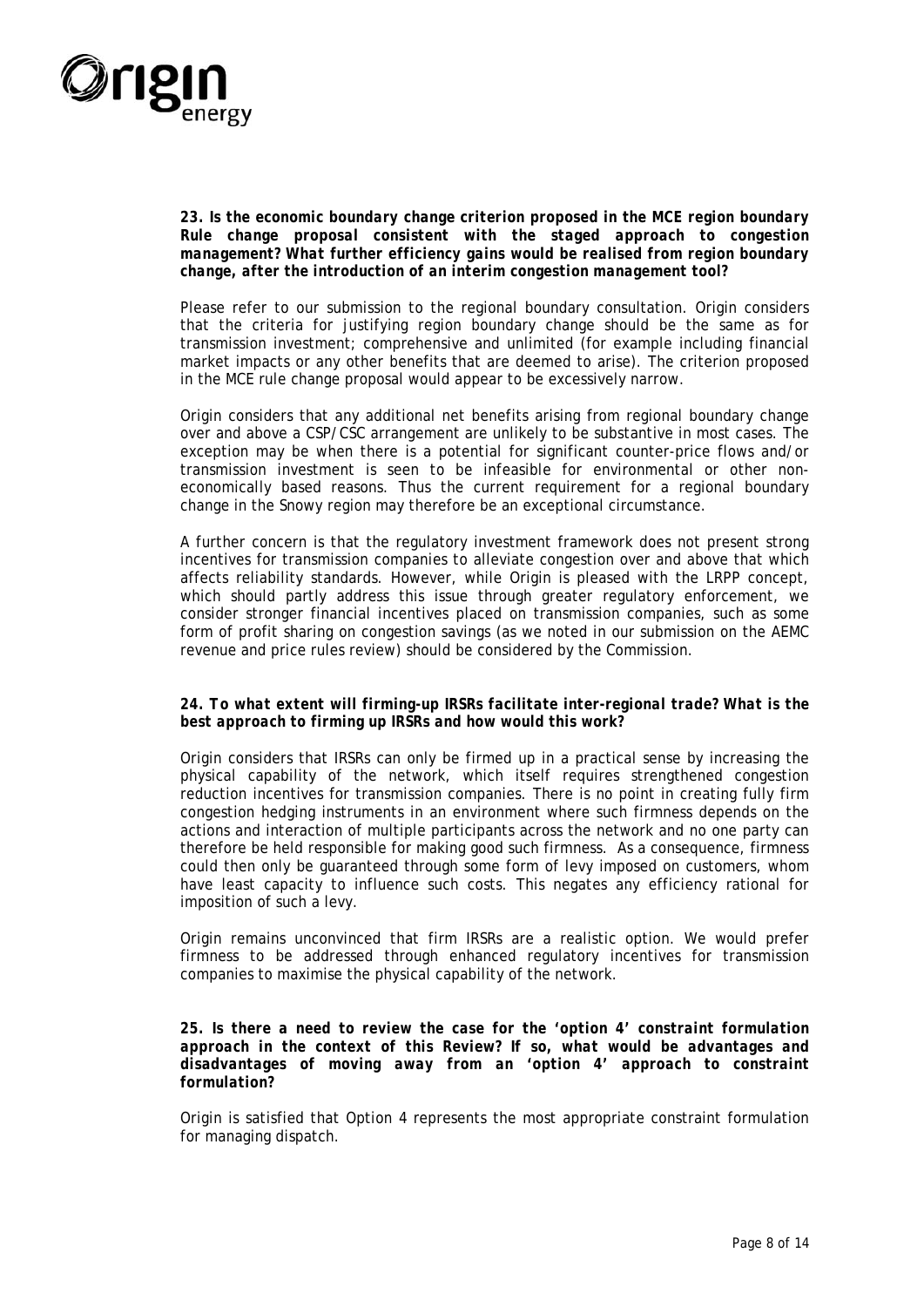***23. Is the economic boundary change criterion proposed in the MCE region boundary Rule change proposal consistent with the staged approach to congestion management? What further efficiency gains would be realised from region boundary change, after the introduction of an interim congestion management tool?***

Please refer to our submission to the regional boundary consultation. Origin considers that the criteria for justifying region boundary change should be the same as for transmission investment; comprehensive and unlimited (for example including financial market impacts or any other benefits that are deemed to arise). The criterion proposed in the MCE rule change proposal would appear to be excessively narrow.

Origin considers that any additional net benefits arising from regional boundary change over and above a CSP/CSC arrangement are unlikely to be substantive in most cases. The exception may be when there is a potential for significant counter-price flows and/or transmission investment is seen to be infeasible for environmental or other non-economically based reasons. Thus the current requirement for a regional boundary change in the Snowy region may therefore be an exceptional circumstance.

A further concern is that the regulatory investment framework does not present strong incentives for transmission companies to alleviate congestion over and above that which affects reliability standards. However, while Origin is pleased with the LRPP concept, which should partly address this issue through greater regulatory enforcement, we consider stronger financial incentives placed on transmission companies, such as some form of profit sharing on congestion savings (as we noted in our submission on the AEMC revenue and price rules review) should be considered by the Commission.

***24. To what extent will firming-up IRSRs facilitate inter-regional trade? What is the best approach to firming up IRSRs and how would this work?***

Origin considers that IRSRs can only be firmed up in a practical sense by increasing the physical capability of the network, which itself requires strengthened congestion reduction incentives for transmission companies. There is no point in creating fully firm congestion hedging instruments in an environment where such firmness depends on the actions and interaction of multiple participants across the network and no one party can therefore be held responsible for making good such firmness. As a consequence, firmness could then only be guaranteed through some form of levy imposed on customers, whom have least capacity to influence such costs. This negates any efficiency rational for imposition of such a levy.

Origin remains unconvinced that firm IRSRs are a realistic option. We would prefer firmness to be addressed through enhanced regulatory incentives for transmission companies to maximise the physical capability of the network.

***25. Is there a need to review the case for the 'option 4' constraint formulation approach in the context of this Review? If so, what would be advantages and disadvantages of moving away from an 'option 4' approach to constraint formulation?***

Origin is satisfied that Option 4 represents the most appropriate constraint formulation for managing dispatch.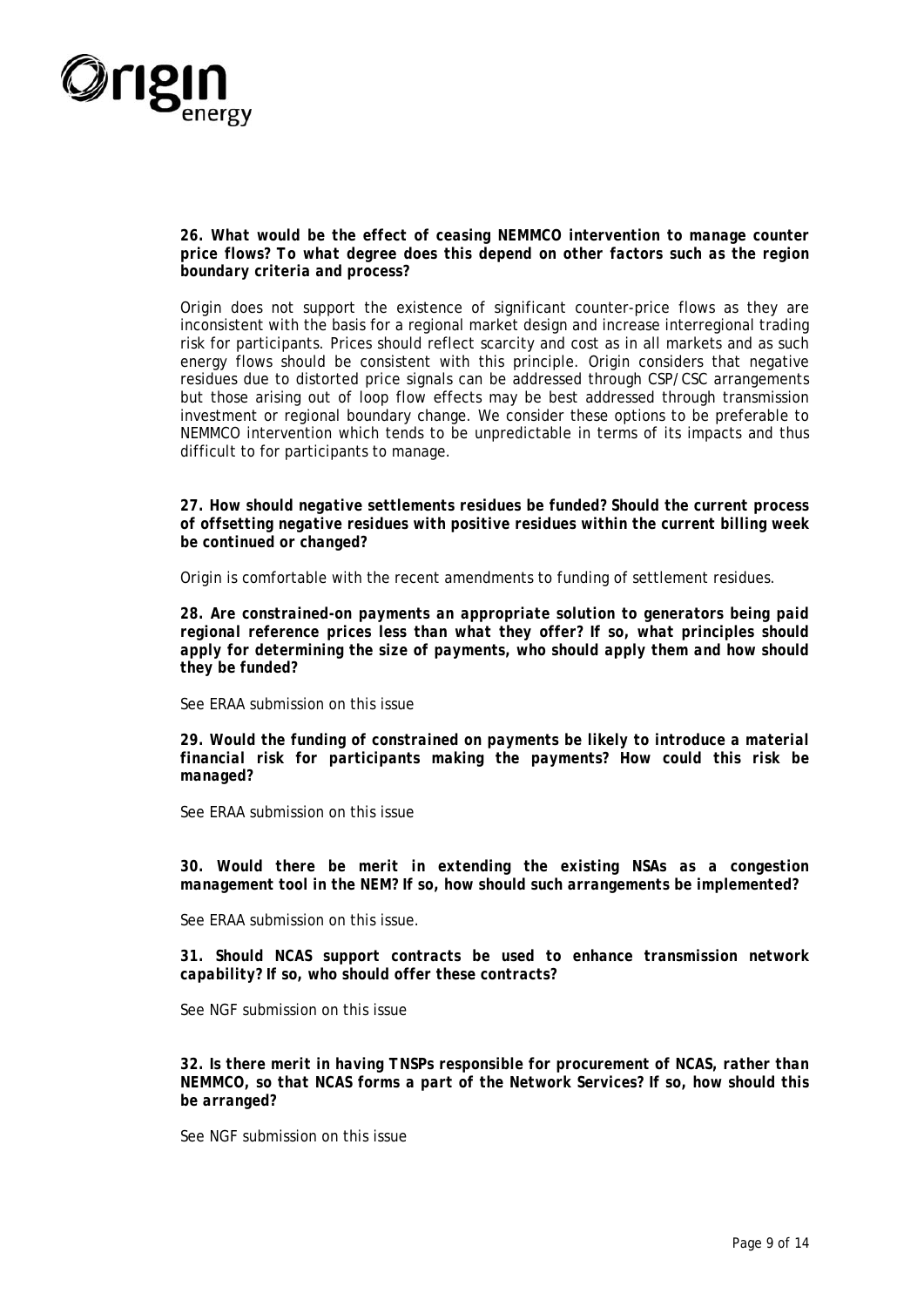**26. What would be the effect of ceasing NEMMCO intervention to manage counter price flows? To what degree does this depend on other factors such as the region boundary criteria and process?**

Origin does not support the existence of significant counter-price flows as they are inconsistent with the basis for a regional market design and increase interregional trading risk for participants. Prices should reflect scarcity and cost as in all markets and as such energy flows should be consistent with this principle. Origin considers that negative residues due to distorted price signals can be addressed through CSP/CSC arrangements but those arising out of loop flow effects may be best addressed through transmission investment or regional boundary change. We consider these options to be preferable to NEMMCO intervention which tends to be unpredictable in terms of its impacts and thus difficult to for participants to manage.

**27. How should negative settlements residues be funded? Should the current process of offsetting negative residues with positive residues within the current billing week be continued or changed?**

Origin is comfortable with the recent amendments to funding of settlement residues.

**28. Are constrained-on payments an appropriate solution to generators being paid regional reference prices less than what they offer? If so, what principles should apply for determining the size of payments, who should apply them and how should they be funded?**

See ERAA submission on this issue

**29. Would the funding of constrained on payments be likely to introduce a material financial risk for participants making the payments? How could this risk be managed?**

See ERAA submission on this issue

**30. Would there be merit in extending the existing NSAs as a congestion management tool in the NEM? If so, how should such arrangements be implemented?**

See ERAA submission on this issue.

**31. Should NCAS support contracts be used to enhance transmission network capability? If so, who should offer these contracts?**

See NGF submission on this issue

**32. Is there merit in having TNSPs responsible for procurement of NCAS, rather than NEMMCO, so that NCAS forms a part of the Network Services? If so, how should this be arranged?**

See NGF submission on this issue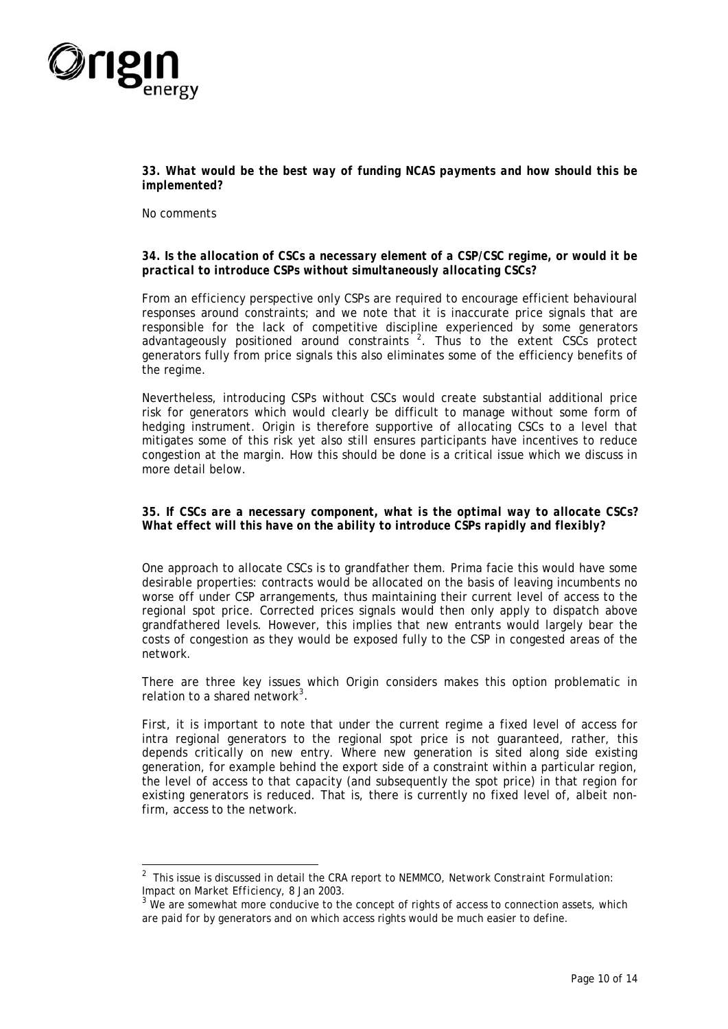***33. What would be the best way of funding NCAS payments and how should this be implemented?***

No comments

***34. Is the allocation of CSCs a necessary element of a CSP/CSC regime, or would it be practical to introduce CSPs without simultaneously allocating CSCs?***

From an efficiency perspective only CSPs are required to encourage efficient behavioural responses around constraints; and we note that it is inaccurate price signals that are responsible for the lack of competitive discipline experienced by some generators advantageously positioned around constraints [2]. Thus to the extent CSCs protect generators fully from price signals this also eliminates some of the efficiency benefits of the regime.

Nevertheless, introducing CSPs without CSCs would create substantial additional price risk for generators which would clearly be difficult to manage without some form of hedging instrument. Origin is therefore supportive of allocating CSCs to a level that mitigates some of this risk yet also still ensures participants have incentives to reduce congestion at the margin. How this should be done is a critical issue which we discuss in more detail below.

***35. If CSCs are a necessary component, what is the optimal way to allocate CSCs? What effect will this have on the ability to introduce CSPs rapidly and flexibly?***

One approach to allocate CSCs is to grandfather them. Prima facie this would have some desirable properties: contracts would be allocated on the basis of leaving incumbents no worse off under CSP arrangements, thus maintaining their current level of access to the regional spot price. Corrected prices signals would then only apply to dispatch above grandfathered levels. However, this implies that new entrants would largely bear the costs of congestion as they would be exposed fully to the CSP in congested areas of the network.

There are three key issues which Origin considers makes this option problematic in relation to a shared network[3].

First, it is important to note that under the current regime a fixed level of access for intra regional generators to the regional spot price is not guaranteed, rather, this depends critically on new entry. Where new generation is sited along side existing generation, for example behind the export side of a constraint within a particular region, the level of access to that capacity (and subsequently the spot price) in that region for existing generators is reduced. That is, there is currently no fixed level of, albeit non-firm, access to the network.

---

[2] This issue is discussed in detail the CRA report to NEMMCO, *Network Constraint Formulation: Impact on Market Efficiency*, 8 Jan 2003.

[3] We are somewhat more conducive to the concept of rights of access to connection assets, which are paid for by generators and on which access rights would be much easier to define.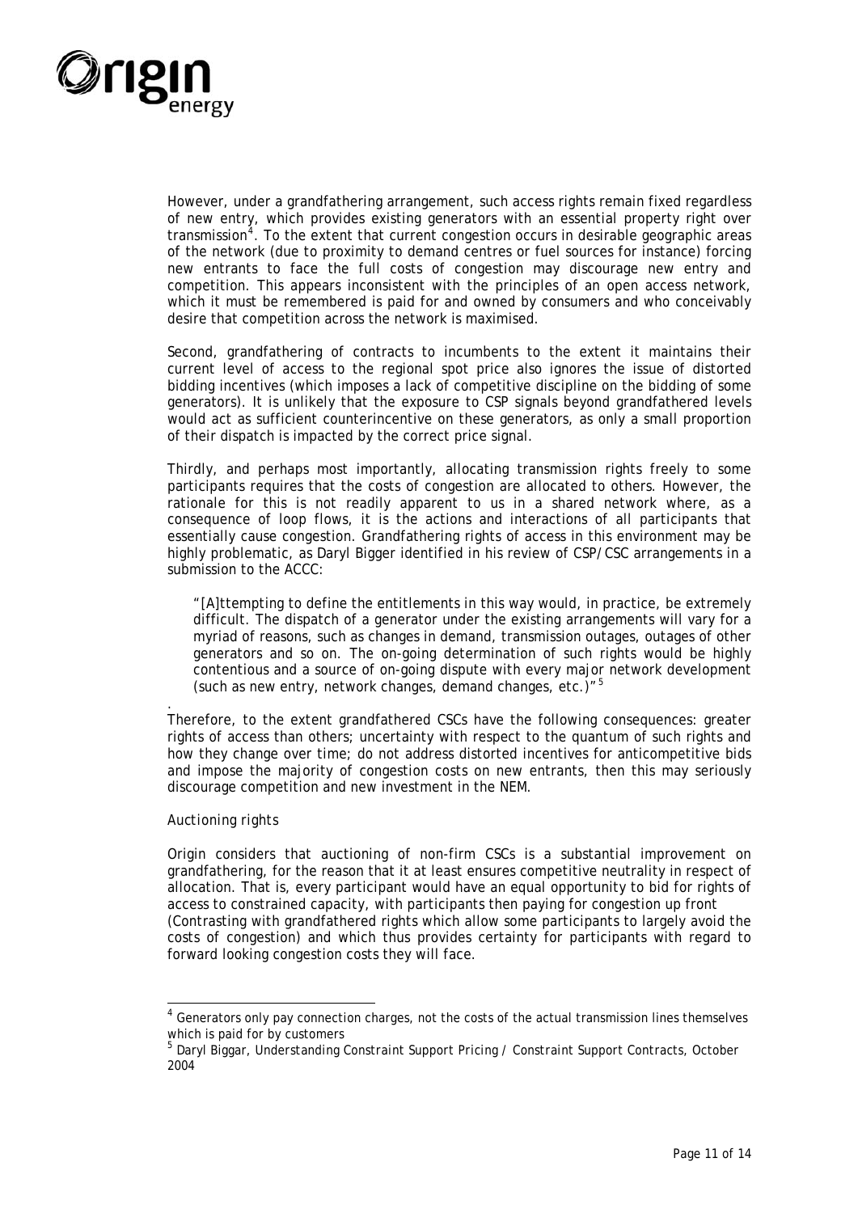However, under a grandfathering arrangement, such access rights remain fixed regardless of new entry, which provides existing generators with an essential property right over transmission[4]. To the extent that current congestion occurs in desirable geographic areas of the network (due to proximity to demand centres or fuel sources for instance) forcing new entrants to face the full costs of congestion may discourage new entry and competition. This appears inconsistent with the principles of an open access network, which it must be remembered is paid for and owned by consumers and who conceivably desire that competition across the network is maximised.

Second, grandfathering of contracts to incumbents to the extent it maintains their current level of access to the regional spot price also ignores the issue of distorted bidding incentives (which imposes a lack of competitive discipline on the bidding of some generators). It is unlikely that the exposure to CSP signals beyond grandfathered levels would act as sufficient counterincentive on these generators, as only a small proportion of their dispatch is impacted by the correct price signal.

Thirdly, and perhaps most importantly, allocating transmission rights freely to some participants requires that the costs of congestion are allocated to others. However, the rationale for this is not readily apparent to us in a shared network where, as a consequence of loop flows, it is the actions and interactions of all participants that essentially cause congestion. Grandfathering rights of access in this environment may be highly problematic, as Daryl Bigger identified in his review of CSP/CSC arrangements in a submission to the ACCC:

> "[A]ttempting to define the entitlements in this way would, in practice, be extremely difficult. The dispatch of a generator under the existing arrangements will vary for a myriad of reasons, such as changes in demand, transmission outages, outages of other generators and so on. The on-going determination of such rights would be highly contentious and a source of on-going dispute with every major network development (such as new entry, network changes, demand changes, etc.)"[5]

.
Therefore, to the extent grandfathered CSCs have the following consequences: greater rights of access than others; uncertainty with respect to the quantum of such rights and how they change over time; do not address distorted incentives for anticompetitive bids and impose the majority of congestion costs on new entrants, then this may seriously discourage competition and new investment in the NEM.

*Auctioning rights*

Origin considers that auctioning of non-firm CSCs is a substantial improvement on grandfathering, for the reason that it at least ensures competitive neutrality in respect of allocation. That is, every participant would have an equal opportunity to bid for rights of access to constrained capacity, with participants then paying for congestion up front (Contrasting with grandfathered rights which allow some participants to largely avoid the costs of congestion) and which thus provides certainty for participants with regard to forward looking congestion costs they will face.

---

[4] Generators only pay connection charges, not the costs of the actual transmission lines themselves which is paid for by customers

[5] Daryl Biggar, *Understanding Constraint Support Pricing / Constraint Support Contracts*, October 2004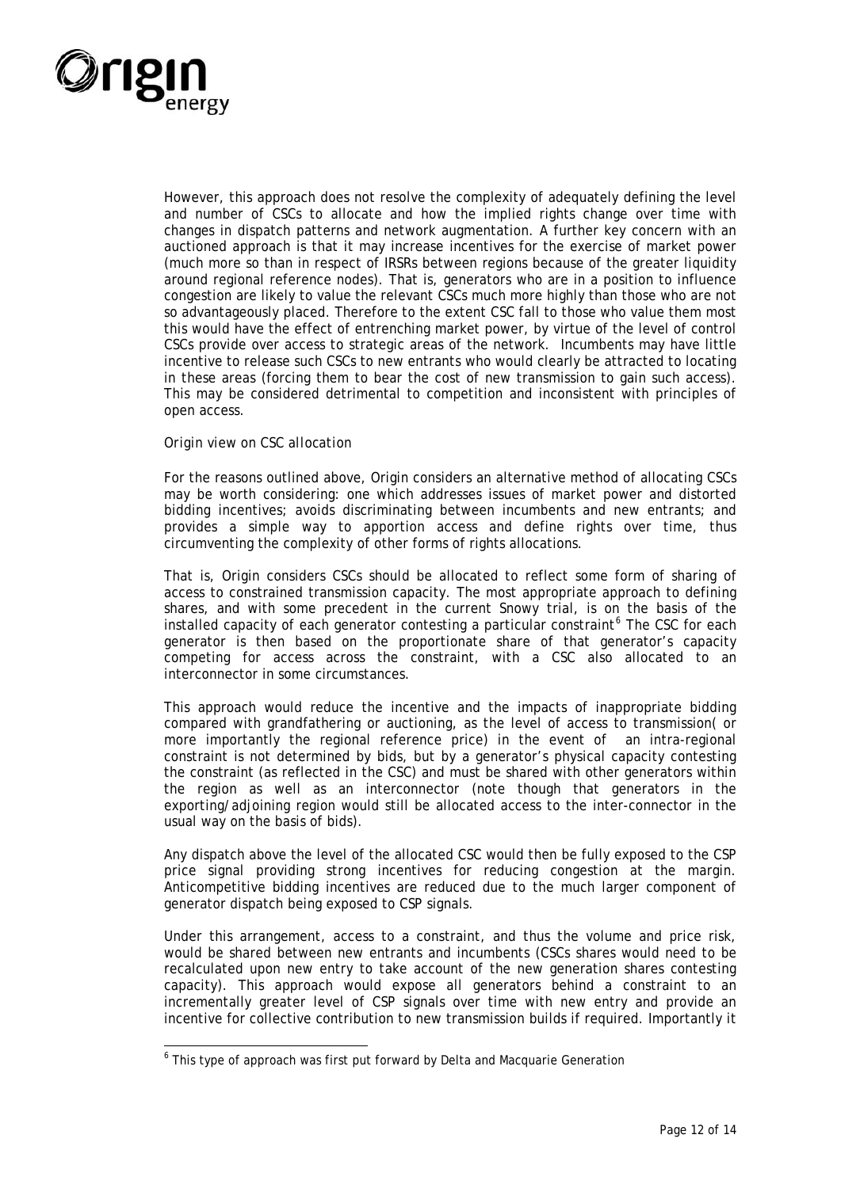However, this approach does not resolve the complexity of adequately defining the level and number of CSCs to allocate and how the implied rights change over time with changes in dispatch patterns and network augmentation. A further key concern with an auctioned approach is that it may increase incentives for the exercise of market power (much more so than in respect of IRSRs between regions because of the greater liquidity around regional reference nodes). That is, generators who are in a position to influence congestion are likely to value the relevant CSCs much more highly than those who are not so advantageously placed. Therefore to the extent CSC fall to those who value them most this would have the effect of entrenching market power, by virtue of the level of control CSCs provide over access to strategic areas of the network. Incumbents may have little incentive to release such CSCs to new entrants who would clearly be attracted to locating in these areas (forcing them to bear the cost of new transmission to gain such access). This may be considered detrimental to competition and inconsistent with principles of open access.

*Origin view on CSC allocation*

For the reasons outlined above, Origin considers an alternative method of allocating CSCs may be worth considering: one which addresses issues of market power and distorted bidding incentives; avoids discriminating between incumbents and new entrants; and provides a simple way to apportion access and define rights over time, thus circumventing the complexity of other forms of rights allocations.

That is, Origin considers CSCs should be allocated to reflect some form of sharing of access to constrained transmission capacity. The most appropriate approach to defining shares, and with some precedent in the current Snowy trial, is on the basis of the installed capacity of each generator contesting a particular constraint[6] The CSC for each generator is then based on the proportionate share of that generator's capacity competing for access across the constraint, with a CSC also allocated to an interconnector in some circumstances.

This approach would reduce the incentive and the impacts of inappropriate bidding compared with grandfathering or auctioning, as the level of access to transmission( or more importantly the regional reference price) in the event of an intra-regional constraint is not determined by bids, but by a generator's physical capacity contesting the constraint (as reflected in the CSC) and must be shared with other generators within the region as well as an interconnector (note though that generators in the exporting/adjoining region would still be allocated access to the inter-connector in the usual way on the basis of bids).

Any dispatch above the level of the allocated CSC would then be fully exposed to the CSP price signal providing strong incentives for reducing congestion at the margin. Anticompetitive bidding incentives are reduced due to the much larger component of generator dispatch being exposed to CSP signals.

Under this arrangement, access to a constraint, and thus the volume and price risk, would be shared between new entrants and incumbents (CSCs shares would need to be recalculated upon new entry to take account of the new generation shares contesting capacity). This approach would expose all generators behind a constraint to an incrementally greater level of CSP signals over time with new entry and provide an incentive for collective contribution to new transmission builds if required. Importantly it

[6] This type of approach was first put forward by Delta and Macquarie Generation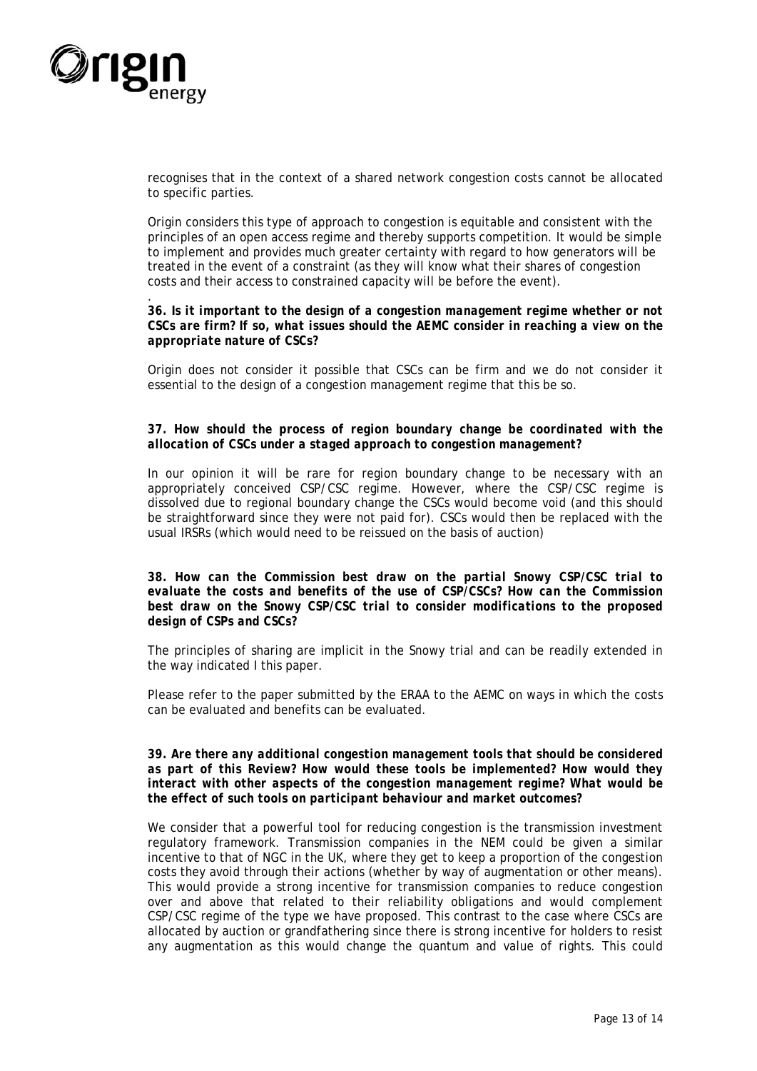recognises that in the context of a shared network congestion costs cannot be allocated to specific parties.

Origin considers this type of approach to congestion is equitable and consistent with the principles of an open access regime and thereby supports competition. It would be simple to implement and provides much greater certainty with regard to how generators will be treated in the event of a constraint (as they will know what their shares of congestion costs and their access to constrained capacity will be before the event).

.

***36. Is it important to the design of a congestion management regime whether or not CSCs are firm? If so, what issues should the AEMC consider in reaching a view on the appropriate nature of CSCs?***

Origin does not consider it possible that CSCs can be firm and we do not consider it essential to the design of a congestion management regime that this be so.

***37. How should the process of region boundary change be coordinated with the allocation of CSCs under a staged approach to congestion management?***

In our opinion it will be rare for region boundary change to be necessary with an appropriately conceived CSP/CSC regime. However, where the CSP/CSC regime is dissolved due to regional boundary change the CSCs would become void (and this should be straightforward since they were not paid for). CSCs would then be replaced with the usual IRSRs (which would need to be reissued on the basis of auction)

***38. How can the Commission best draw on the partial Snowy CSP/CSC trial to evaluate the costs and benefits of the use of CSP/CSCs? How can the Commission best draw on the Snowy CSP/CSC trial to consider modifications to the proposed design of CSPs and CSCs?***

The principles of sharing are implicit in the Snowy trial and can be readily extended in the way indicated I this paper.

Please refer to the paper submitted by the ERAA to the AEMC on ways in which the costs can be evaluated and benefits can be evaluated.

***39. Are there any additional congestion management tools that should be considered as part of this Review? How would these tools be implemented? How would they interact with other aspects of the congestion management regime? What would be the effect of such tools on participant behaviour and market outcomes?***

We consider that a powerful tool for reducing congestion is the transmission investment regulatory framework. Transmission companies in the NEM could be given a similar incentive to that of NGC in the UK, where they get to keep a proportion of the congestion costs they avoid through their actions (whether by way of augmentation or other means). This would provide a strong incentive for transmission companies to reduce congestion over and above that related to their reliability obligations and would complement CSP/CSC regime of the type we have proposed. This contrast to the case where CSCs are allocated by auction or grandfathering since there is strong incentive for holders to resist any augmentation as this would change the quantum and value of rights. This could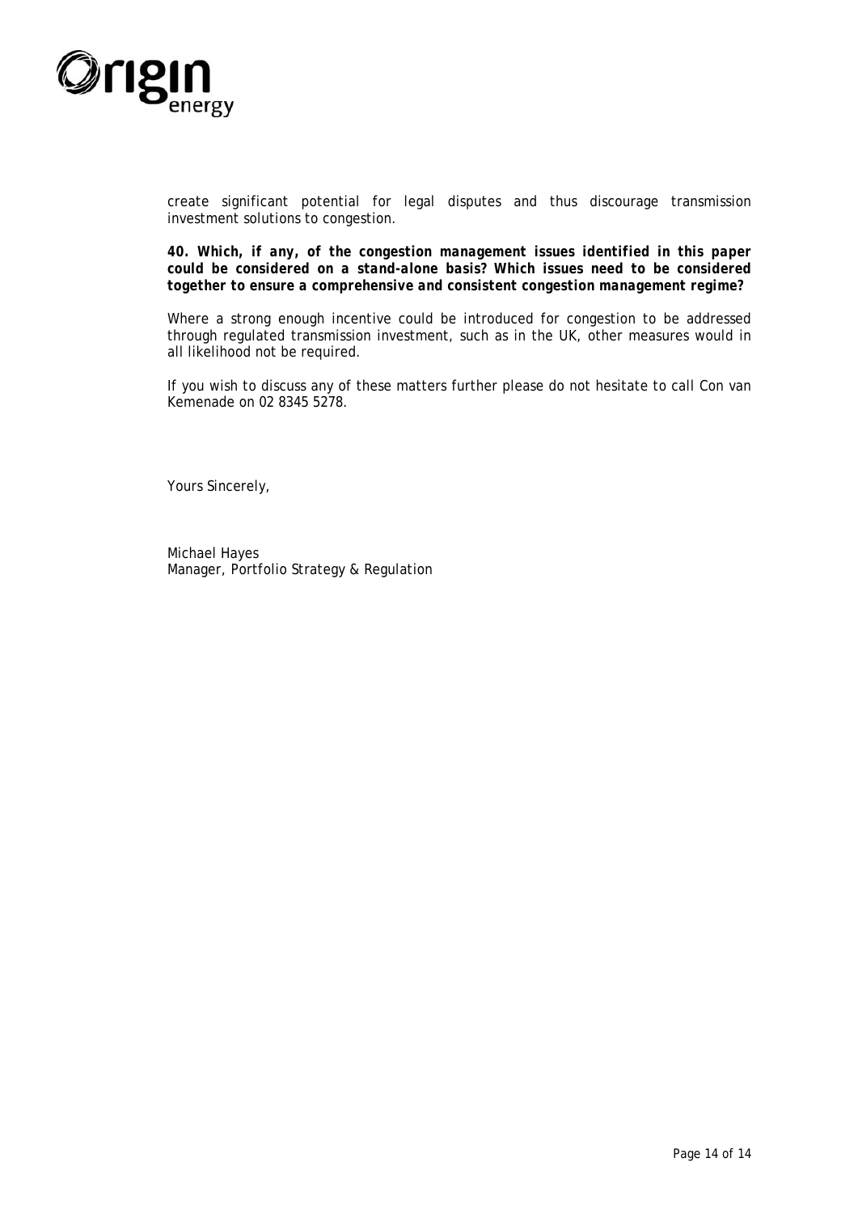create significant potential for legal disputes and thus discourage transmission investment solutions to congestion.

***40. Which, if any, of the congestion management issues identified in this paper could be considered on a stand-alone basis? Which issues need to be considered together to ensure a comprehensive and consistent congestion management regime?***

Where a strong enough incentive could be introduced for congestion to be addressed through regulated transmission investment, such as in the UK, other measures would in all likelihood not be required.

If you wish to discuss any of these matters further please do not hesitate to call Con van Kemenade on 02 8345 5278.

Yours Sincerely,

Michael Hayes
Manager, Portfolio Strategy & Regulation